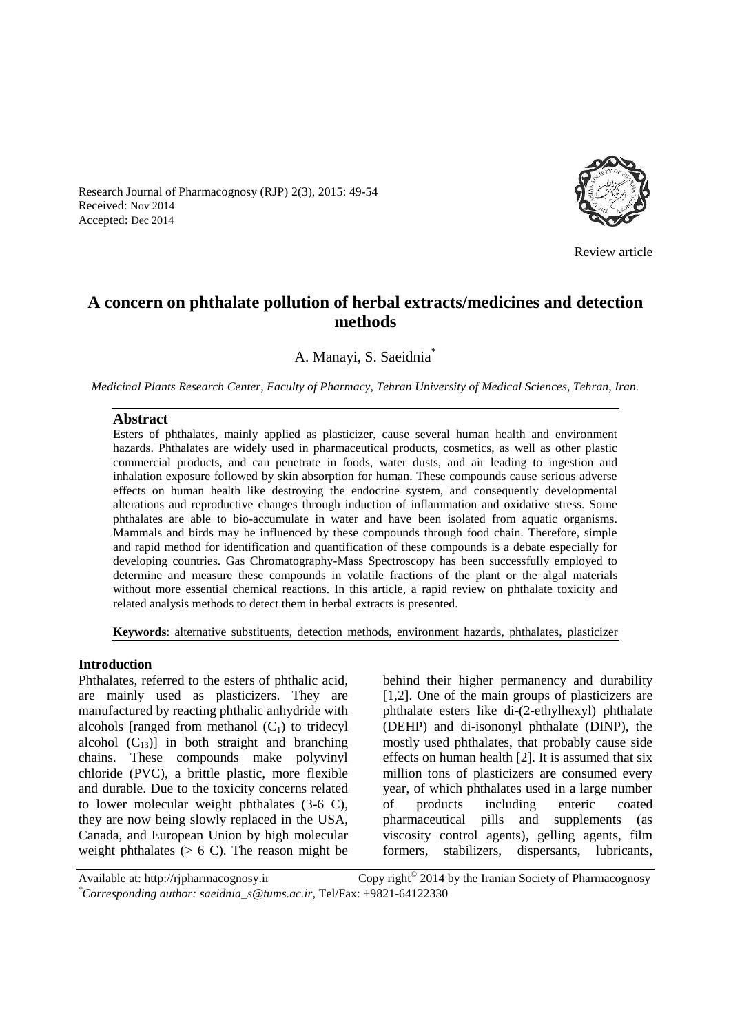Research Journal of Pharmacognosy (RJP) 2(3), 2015: 49-54
Received: Nov 2014
Accepted: Dec 2014

Review article

# A concern on phthalate pollution of herbal extracts/medicines and detection methods

A. Manayi, S. Saeidnia[*]

*Medicinal Plants Research Center, Faculty of Pharmacy, Tehran University of Medical Sciences, Tehran, Iran.*

## Abstract

Esters of phthalates, mainly applied as plasticizer, cause several human health and environment hazards. Phthalates are widely used in pharmaceutical products, cosmetics, as well as other plastic commercial products, and can penetrate in foods, water dusts, and air leading to ingestion and inhalation exposure followed by skin absorption for human. These compounds cause serious adverse effects on human health like destroying the endocrine system, and consequently developmental alterations and reproductive changes through induction of inflammation and oxidative stress. Some phthalates are able to bio-accumulate in water and have been isolated from aquatic organisms. Mammals and birds may be influenced by these compounds through food chain. Therefore, simple and rapid method for identification and quantification of these compounds is a debate especially for developing countries. Gas Chromatography-Mass Spectroscopy has been successfully employed to determine and measure these compounds in volatile fractions of the plant or the algal materials without more essential chemical reactions. In this article, a rapid review on phthalate toxicity and related analysis methods to detect them in herbal extracts is presented.

**Keywords**: alternative substituents, detection methods, environment hazards, phthalates, plasticizer

## Introduction

Phthalates, referred to the esters of phthalic acid, are mainly used as plasticizers. They are manufactured by reacting phthalic anhydride with alcohols [ranged from methanol ($C_1$) to tridecyl alcohol ($C_{13}$)] in both straight and branching chains. These compounds make polyvinyl chloride (PVC), a brittle plastic, more flexible and durable. Due to the toxicity concerns related to lower molecular weight phthalates (3-6 C), they are now being slowly replaced in the USA, Canada, and European Union by high molecular weight phthalates (> 6 C). The reason might be behind their higher permanency and durability [1,2]. One of the main groups of plasticizers are phthalate esters like di-(2-ethylhexyl) phthalate (DEHP) and di-isononyl phthalate (DINP), the mostly used phthalates, that probably cause side effects on human health [2]. It is assumed that six million tons of plasticizers are consumed every year, of which phthalates used in a large number of products including enteric coated pharmaceutical pills and supplements (as viscosity control agents), gelling agents, film formers, stabilizers, dispersants, lubricants,

Available at: http://rjpharmacognosy.ir Copy right© 2014 by the Iranian Society of Pharmacognosy
[*]*Corresponding author: saeidnia_s@tums.ac.ir,* Tel/Fax: +9821-64122330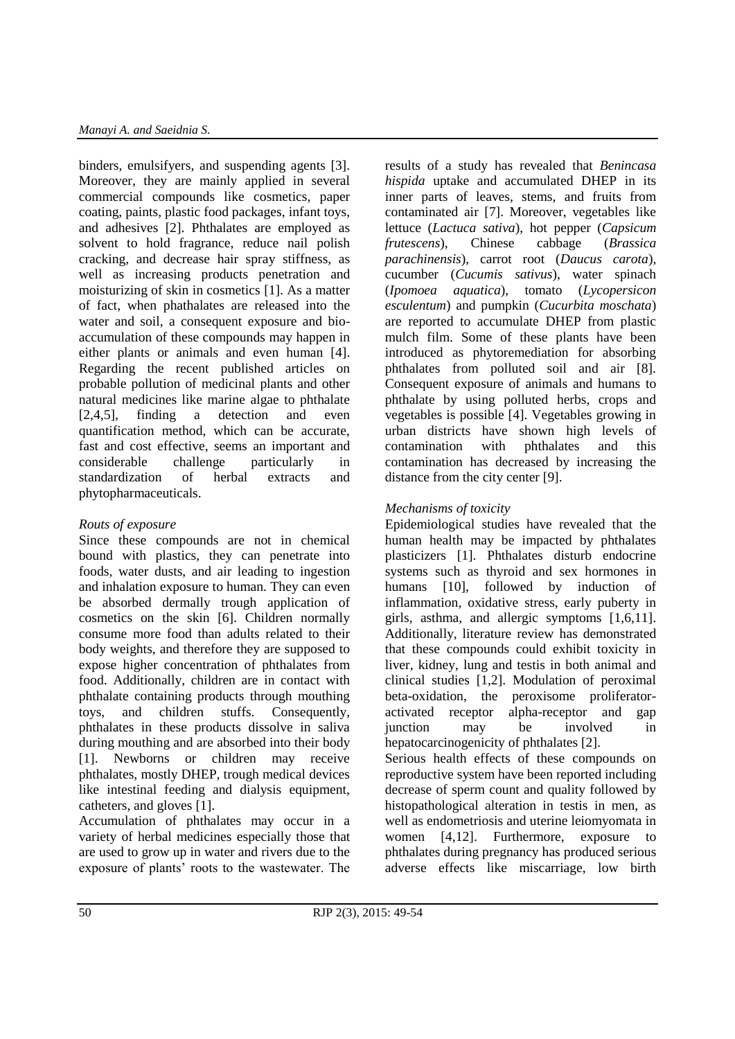binders, emulsifyers, and suspending agents [3]. Moreover, they are mainly applied in several commercial compounds like cosmetics, paper coating, paints, plastic food packages, infant toys, and adhesives [2]. Phthalates are employed as solvent to hold fragrance, reduce nail polish cracking, and decrease hair spray stiffness, as well as increasing products penetration and moisturizing of skin in cosmetics [1]. As a matter of fact, when phathalates are released into the water and soil, a consequent exposure and bio-accumulation of these compounds may happen in either plants or animals and even human [4]. Regarding the recent published articles on probable pollution of medicinal plants and other natural medicines like marine algae to phthalate [2,4,5], finding a detection and even quantification method, which can be accurate, fast and cost effective, seems an important and considerable challenge particularly in standardization of herbal extracts and phytopharmaceuticals.

*Routs of exposure*

Since these compounds are not in chemical bound with plastics, they can penetrate into foods, water dusts, and air leading to ingestion and inhalation exposure to human. They can even be absorbed dermally trough application of cosmetics on the skin [6]. Children normally consume more food than adults related to their body weights, and therefore they are supposed to expose higher concentration of phthalates from food. Additionally, children are in contact with phthalate containing products through mouthing toys, and children stuffs. Consequently, phthalates in these products dissolve in saliva during mouthing and are absorbed into their body [1]. Newborns or children may receive phthalates, mostly DHEP, trough medical devices like intestinal feeding and dialysis equipment, catheters, and gloves [1].

Accumulation of phthalates may occur in a variety of herbal medicines especially those that are used to grow up in water and rivers due to the exposure of plants' roots to the wastewater. The results of a study has revealed that *Benincasa hispida* uptake and accumulated DHEP in its inner parts of leaves, stems, and fruits from contaminated air [7]. Moreover, vegetables like lettuce (*Lactuca sativa*), hot pepper (*Capsicum frutescens*), Chinese cabbage (*Brassica parachinensis*), carrot root (*Daucus carota*), cucumber (*Cucumis sativus*), water spinach (*Ipomoea aquatica*), tomato (*Lycopersicon esculentum*) and pumpkin (*Cucurbita moschata*) are reported to accumulate DHEP from plastic mulch film. Some of these plants have been introduced as phytoremediation for absorbing phthalates from polluted soil and air [8]. Consequent exposure of animals and humans to phthalate by using polluted herbs, crops and vegetables is possible [4]. Vegetables growing in urban districts have shown high levels of contamination with phthalates and this contamination has decreased by increasing the distance from the city center [9].

*Mechanisms of toxicity*

Epidemiological studies have revealed that the human health may be impacted by phthalates plasticizers [1]. Phthalates disturb endocrine systems such as thyroid and sex hormones in humans [10], followed by induction of inflammation, oxidative stress, early puberty in girls, asthma, and allergic symptoms [1,6,11]. Additionally, literature review has demonstrated that these compounds could exhibit toxicity in liver, kidney, lung and testis in both animal and clinical studies [1,2]. Modulation of peroximal beta-oxidation, the peroxisome proliferator-activated receptor alpha-receptor and gap junction may be involved in hepatocarcinogenicity of phthalates [2].

Serious health effects of these compounds on reproductive system have been reported including decrease of sperm count and quality followed by histopathological alteration in testis in men, as well as endometriosis and uterine leiomyomata in women [4,12]. Furthermore, exposure to phthalates during pregnancy has produced serious adverse effects like miscarriage, low birth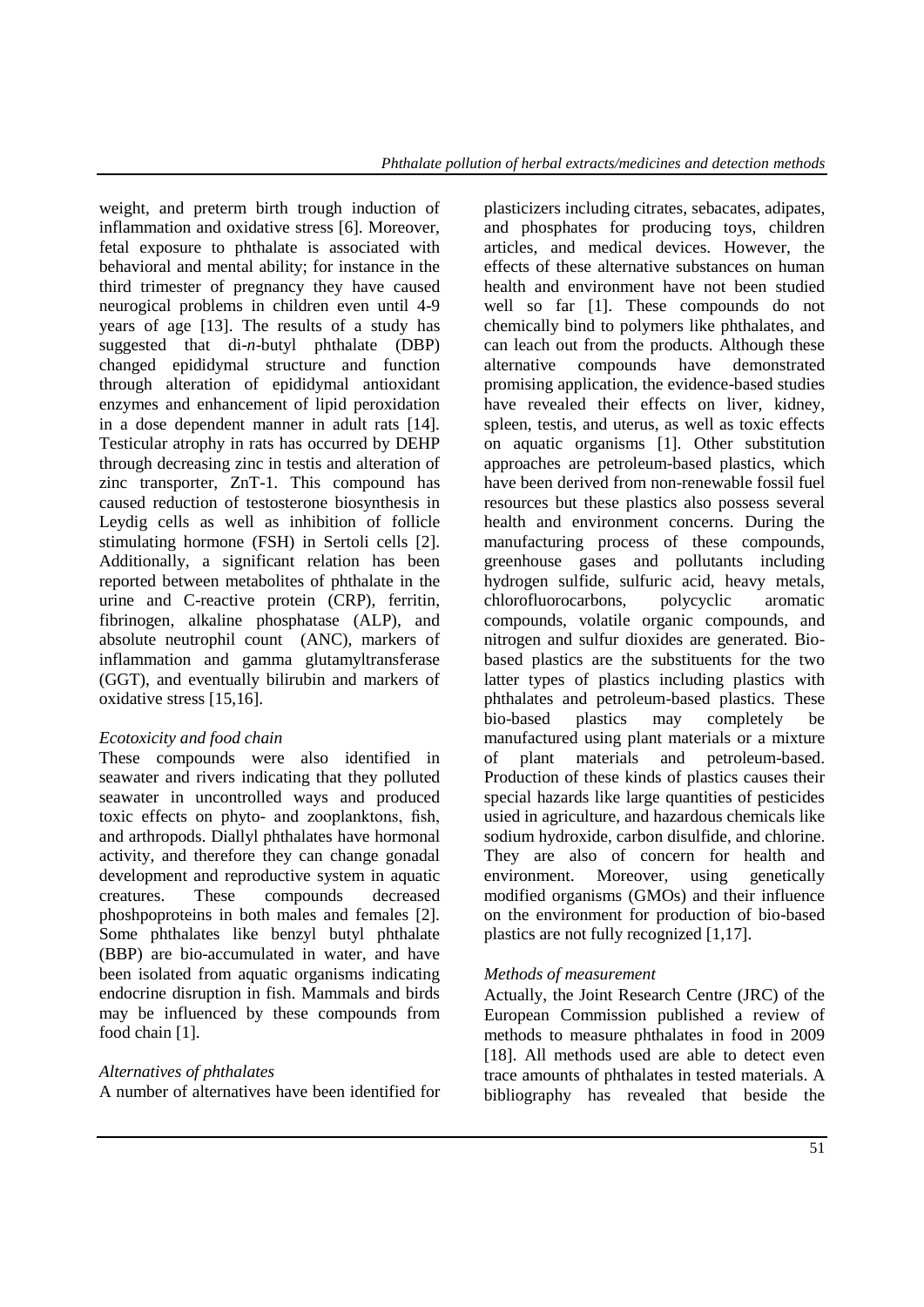weight, and preterm birth trough induction of inflammation and oxidative stress [6]. Moreover, fetal exposure to phthalate is associated with behavioral and mental ability; for instance in the third trimester of pregnancy they have caused neurogical problems in children even until 4-9 years of age [13]. The results of a study has suggested that di-*n*-butyl phthalate (DBP) changed epididymal structure and function through alteration of epididymal antioxidant enzymes and enhancement of lipid peroxidation in a dose dependent manner in adult rats [14]. Testicular atrophy in rats has occurred by DEHP through decreasing zinc in testis and alteration of zinc transporter, ZnT-1. This compound has caused reduction of testosterone biosynthesis in Leydig cells as well as inhibition of follicle stimulating hormone (FSH) in Sertoli cells [2]. Additionally, a significant relation has been reported between metabolites of phthalate in the urine and C-reactive protein (CRP), ferritin, fibrinogen, alkaline phosphatase (ALP), and absolute neutrophil count (ANC), markers of inflammation and gamma glutamyltransferase (GGT), and eventually bilirubin and markers of oxidative stress [15,16].

*Ecotoxicity and food chain*

These compounds were also identified in seawater and rivers indicating that they polluted seawater in uncontrolled ways and produced toxic effects on phyto- and zooplanktons, fish, and arthropods. Diallyl phthalates have hormonal activity, and therefore they can change gonadal development and reproductive system in aquatic creatures. These compounds decreased phoshpoproteins in both males and females [2]. Some phthalates like benzyl butyl phthalate (BBP) are bio-accumulated in water, and have been isolated from aquatic organisms indicating endocrine disruption in fish. Mammals and birds may be influenced by these compounds from food chain [1].

*Alternatives of phthalates*

A number of alternatives have been identified for plasticizers including citrates, sebacates, adipates, and phosphates for producing toys, children articles, and medical devices. However, the effects of these alternative substances on human health and environment have not been studied well so far [1]. These compounds do not chemically bind to polymers like phthalates, and can leach out from the products. Although these alternative compounds have demonstrated promising application, the evidence-based studies have revealed their effects on liver, kidney, spleen, testis, and uterus, as well as toxic effects on aquatic organisms [1]. Other substitution approaches are petroleum-based plastics, which have been derived from non-renewable fossil fuel resources but these plastics also possess several health and environment concerns. During the manufacturing process of these compounds, greenhouse gases and pollutants including hydrogen sulfide, sulfuric acid, heavy metals, chlorofluorocarbons, polycyclic aromatic compounds, volatile organic compounds, and nitrogen and sulfur dioxides are generated. Bio-based plastics are the substituents for the two latter types of plastics including plastics with phthalates and petroleum-based plastics. These bio-based plastics may completely be manufactured using plant materials or a mixture of plant materials and petroleum-based. Production of these kinds of plastics causes their special hazards like large quantities of pesticides usied in agriculture, and hazardous chemicals like sodium hydroxide, carbon disulfide, and chlorine. They are also of concern for health and environment. Moreover, using genetically modified organisms (GMOs) and their influence on the environment for production of bio-based plastics are not fully recognized [1,17].

*Methods of measurement*

Actually, the Joint Research Centre (JRC) of the European Commission published a review of methods to measure phthalates in food in 2009 [18]. All methods used are able to detect even trace amounts of phthalates in tested materials. A bibliography has revealed that beside the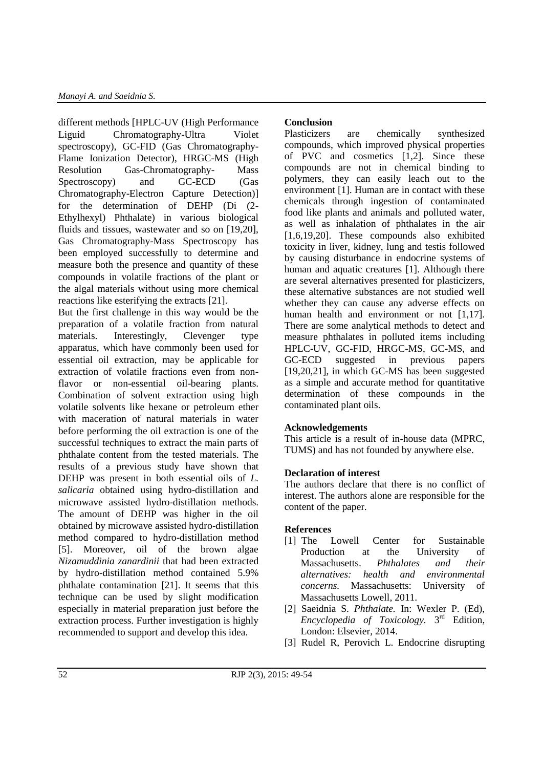different methods [HPLC-UV (High Performance Liguid Chromatography-Ultra Violet spectroscopy), GC-FID (Gas Chromatography-Flame Ionization Detector), HRGC-MS (High Resolution Gas-Chromatography- Mass Spectroscopy) and GC-ECD (Gas Chromatography-Electron Capture Detection)] for the determination of DEHP (Di (2-Ethylhexyl) Phthalate) in various biological fluids and tissues, wastewater and so on [19,20], Gas Chromatography-Mass Spectroscopy has been employed successfully to determine and measure both the presence and quantity of these compounds in volatile fractions of the plant or the algal materials without using more chemical reactions like esterifying the extracts [21].

But the first challenge in this way would be the preparation of a volatile fraction from natural materials. Interestingly, Clevenger type apparatus, which have commonly been used for essential oil extraction, may be applicable for extraction of volatile fractions even from non-flavor or non-essential oil-bearing plants. Combination of solvent extraction using high volatile solvents like hexane or petroleum ether with maceration of natural materials in water before performing the oil extraction is one of the successful techniques to extract the main parts of phthalate content from the tested materials. The results of a previous study have shown that DEHP was present in both essential oils of *L. salicaria* obtained using hydro-distillation and microwave assisted hydro-distillation methods. The amount of DEHP was higher in the oil obtained by microwave assisted hydro-distillation method compared to hydro-distillation method [5]. Moreover, oil of the brown algae *Nizamuddinia zanardinii* that had been extracted by hydro-distillation method contained 5.9% phthalate contamination [21]. It seems that this technique can be used by slight modification especially in material preparation just before the extraction process. Further investigation is highly recommended to support and develop this idea.

**Conclusion**

Plasticizers are chemically synthesized compounds, which improved physical properties of PVC and cosmetics [1,2]. Since these compounds are not in chemical binding to polymers, they can easily leach out to the environment [1]. Human are in contact with these chemicals through ingestion of contaminated food like plants and animals and polluted water, as well as inhalation of phthalates in the air [1,6,19,20]. These compounds also exhibited toxicity in liver, kidney, lung and testis followed by causing disturbance in endocrine systems of human and aquatic creatures [1]. Although there are several alternatives presented for plasticizers, these alternative substances are not studied well whether they can cause any adverse effects on human health and environment or not [1,17]. There are some analytical methods to detect and measure phthalates in polluted items including HPLC-UV, GC-FID, HRGC-MS, GC-MS, and GC-ECD suggested in previous papers [19,20,21], in which GC-MS has been suggested as a simple and accurate method for quantitative determination of these compounds in the contaminated plant oils.

**Acknowledgements**

This article is a result of in-house data (MPRC, TUMS) and has not founded by anywhere else.

**Declaration of interest**

The authors declare that there is no conflict of interest. The authors alone are responsible for the content of the paper.

**References**

[1] The Lowell Center for Sustainable Production at the University of Massachusetts. *Phthalates and their alternatives: health and environmental concerns.* Massachusetts: University of Massachusetts Lowell, 2011.

[2] Saeidnia S. *Phthalate.* In: Wexler P. (Ed), *Encyclopedia of Toxicology.* 3rd Edition, London: Elsevier, 2014.

[3] Rudel R, Perovich L. Endocrine disrupting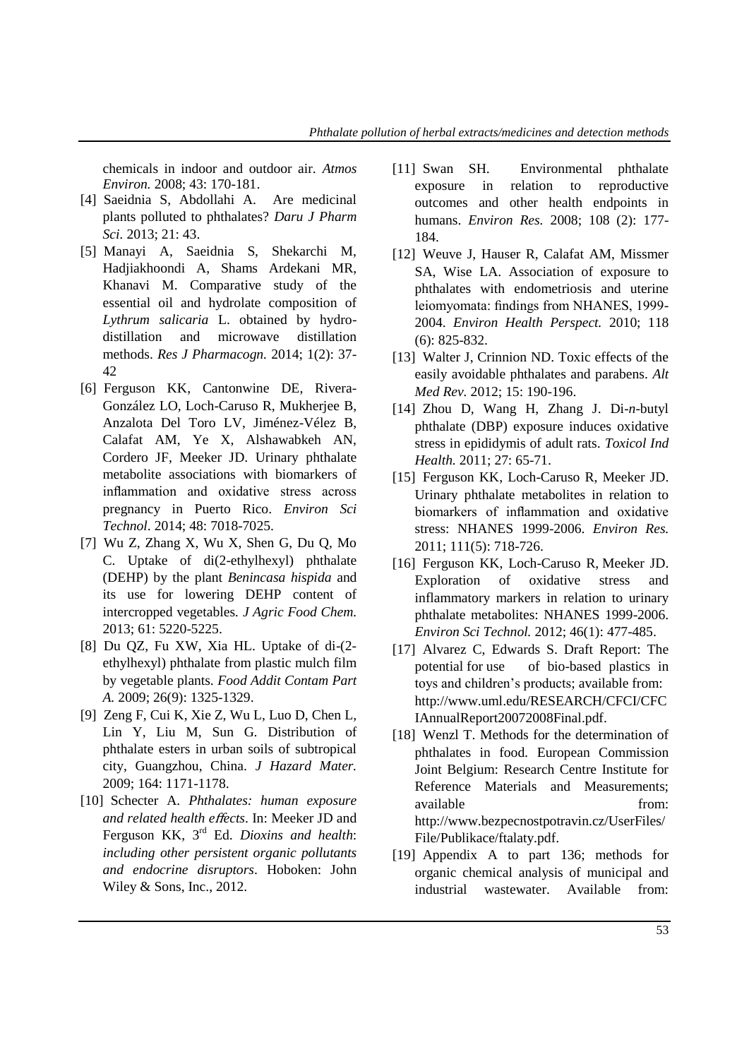chemicals in indoor and outdoor air. *Atmos Environ.* 2008; 43: 170-181.

[4] Saeidnia S, Abdollahi A. Are medicinal plants polluted to phthalates? *Daru J Pharm Sci.* 2013; 21: 43.

[5] Manayi A, Saeidnia S, Shekarchi M, Hadjiakhoondi A, Shams Ardekani MR, Khanavi M. Comparative study of the essential oil and hydrolate composition of *Lythrum salicaria* L. obtained by hydro-distillation and microwave distillation methods. *Res J Pharmacogn.* 2014; 1(2): 37-42

[6] Ferguson KK, Cantonwine DE, Rivera-González LO, Loch-Caruso R, Mukherjee B, Anzalota Del Toro LV, Jiménez-Vélez B, Calafat AM, Ye X, Alshawabkeh AN, Cordero JF, Meeker JD. Urinary phthalate metabolite associations with biomarkers of inflammation and oxidative stress across pregnancy in Puerto Rico. *Environ Sci Technol*. 2014; 48: 7018-7025.

[7] Wu Z, Zhang X, Wu X, Shen G, Du Q, Mo C. Uptake of di(2-ethylhexyl) phthalate (DEHP) by the plant *Benincasa hispida* and its use for lowering DEHP content of intercropped vegetables. *J Agric Food Chem.* 2013; 61: 5220-5225.

[8] Du QZ, Fu XW, Xia HL. Uptake of di-(2-ethylhexyl) phthalate from plastic mulch film by vegetable plants. *Food Addit Contam Part A.* 2009; 26(9): 1325-1329.

[9] Zeng F, Cui K, Xie Z, Wu L, Luo D, Chen L, Lin Y, Liu M, Sun G. Distribution of phthalate esters in urban soils of subtropical city, Guangzhou, China. *J Hazard Mater.* 2009; 164: 1171-1178.

[10] Schecter A. *Phthalates: human exposure and related health effects*. In: Meeker JD and Ferguson KK, 3rd Ed. *Dioxins and health*: *including other persistent organic pollutants and endocrine disruptors*. Hoboken: John Wiley & Sons, Inc., 2012.

[11] Swan SH. Environmental phthalate exposure in relation to reproductive outcomes and other health endpoints in humans. *Environ Res.* 2008; 108 (2): 177-184.

[12] Weuve J, Hauser R, Calafat AM, Missmer SA, Wise LA. Association of exposure to phthalates with endometriosis and uterine leiomyomata: findings from NHANES, 1999-2004. *Environ Health Perspect.* 2010; 118 (6): 825-832.

[13] Walter J, Crinnion ND. Toxic effects of the easily avoidable phthalates and parabens. *Alt Med Rev.* 2012; 15: 190-196.

[14] Zhou D, Wang H, Zhang J. Di-*n*-butyl phthalate (DBP) exposure induces oxidative stress in epididymis of adult rats. *Toxicol Ind Health.* 2011; 27: 65-71.

[15] Ferguson KK, Loch-Caruso R, Meeker JD. Urinary phthalate metabolites in relation to biomarkers of inflammation and oxidative stress: NHANES 1999-2006. *Environ Res.* 2011; 111(5): 718-726.

[16] Ferguson KK, Loch-Caruso R, Meeker JD. Exploration of oxidative stress and inflammatory markers in relation to urinary phthalate metabolites: NHANES 1999-2006. *Environ Sci Technol.* 2012; 46(1): 477-485.

[17] Alvarez C, Edwards S. Draft Report: The potential for use of bio-based plastics in toys and children's products; available from: http://www.uml.edu/RESEARCH/CFCI/CFCIAnnualReport20072008Final.pdf.

[18] Wenzl T. Methods for the determination of phthalates in food. European Commission Joint Belgium: Research Centre Institute for Reference Materials and Measurements; available from: http://www.bezpecnostpotravin.cz/UserFiles/File/Publikace/ftalaty.pdf.

[19] Appendix A to part 136; methods for organic chemical analysis of municipal and industrial wastewater. Available from: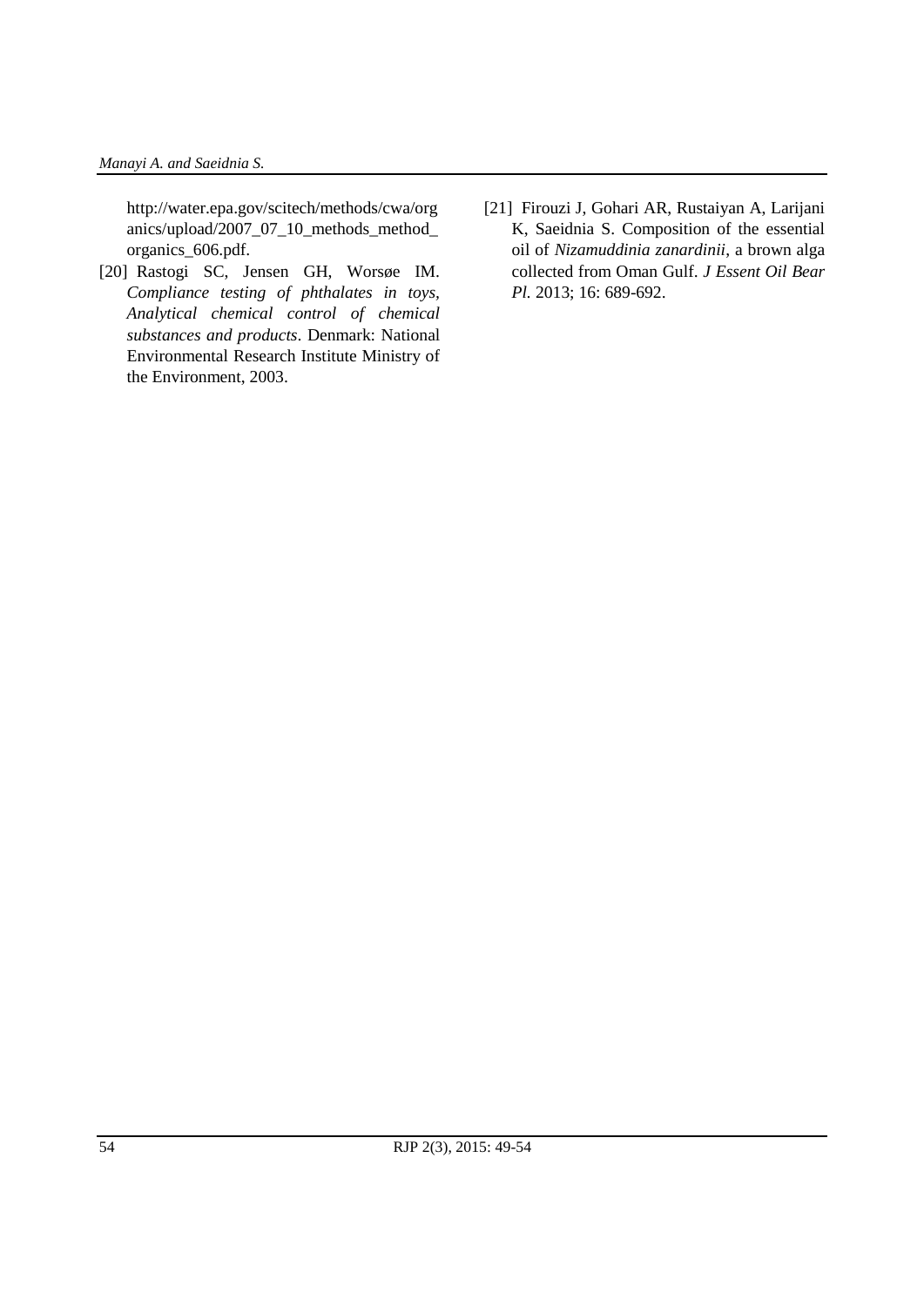http://water.epa.gov/scitech/methods/cwa/organics/upload/2007_07_10_methods_method_organics_606.pdf.

[20] Rastogi SC, Jensen GH, Worsøe IM. *Compliance testing of phthalates in toys, Analytical chemical control of chemical substances and products*. Denmark: National Environmental Research Institute Ministry of the Environment, 2003.

[21] Firouzi J, Gohari AR, Rustaiyan A, Larijani K, Saeidnia S. Composition of the essential oil of *Nizamuddinia zanardinii*, a brown alga collected from Oman Gulf. *J Essent Oil Bear Pl.* 2013; 16: 689-692.